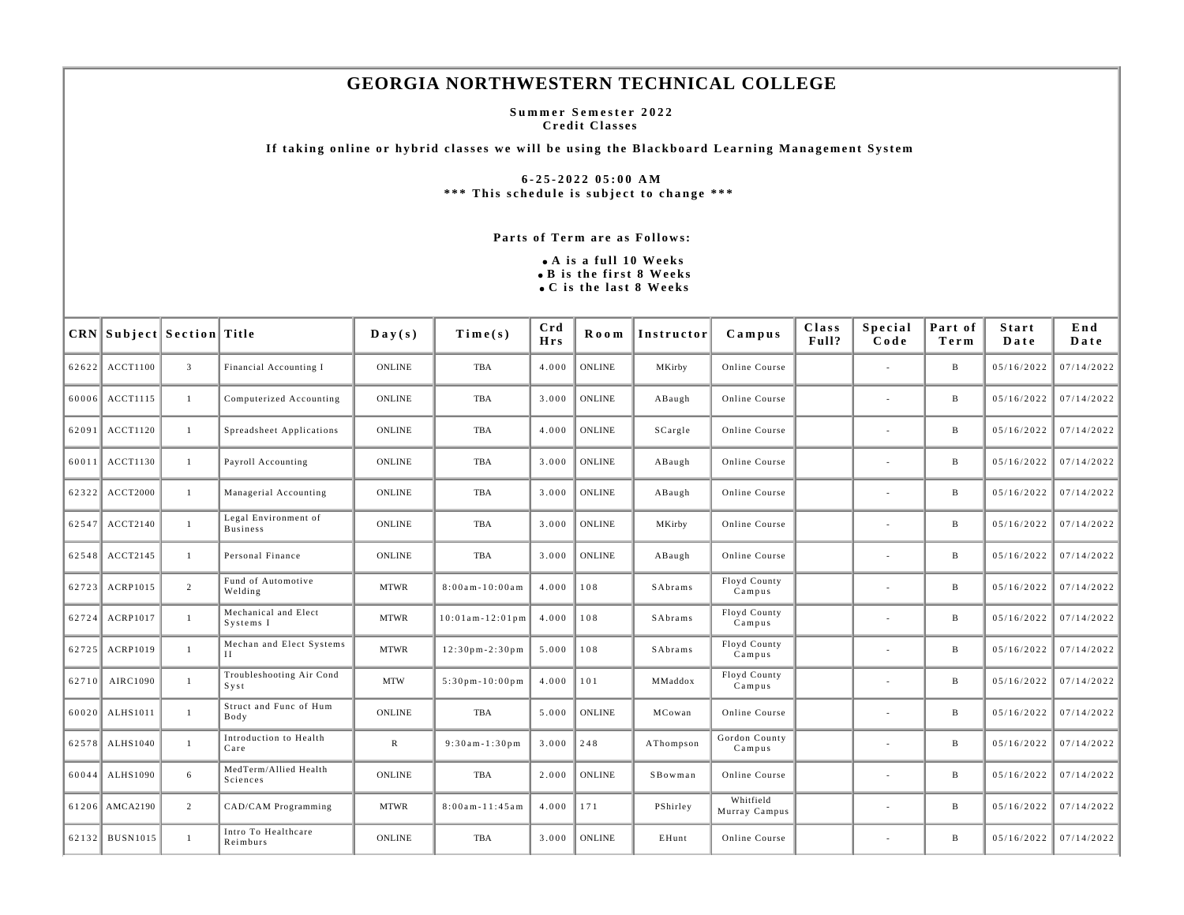# GEORGIA NORTHWESTERN TECHNICAL COLLEGE

**Summer Semester 2022**
**Credit Classes**

**If taking online or hybrid classes we will be using the Blackboard Learning Management System**

**6-25-2022 05:00 AM**
**\*\*\* This schedule is subject to change \*\*\***

**Parts of Term are as Follows:**

- **A is a full 10 Weeks**
- **B is the first 8 Weeks**
- **C is the last 8 Weeks**

| CRN | Subject | Section | Title | Day(s) | Time(s) | Crd Hrs | Room | Instructor | Campus | Class Full? | Special Code | Part of Term | Start Date | End Date |
|---|---|---|---|---|---|---|---|---|---|---|---|---|---|---|
| 62622 | ACCT1100 | 3 | Financial Accounting I | ONLINE | TBA | 4.000 | ONLINE | MKirby | Online Course | | - | B | 05/16/2022 | 07/14/2022 |
| 60006 | ACCT1115 | 1 | Computerized Accounting | ONLINE | TBA | 3.000 | ONLINE | ABaugh | Online Course | | - | B | 05/16/2022 | 07/14/2022 |
| 62091 | ACCT1120 | 1 | Spreadsheet Applications | ONLINE | TBA | 4.000 | ONLINE | SCargle | Online Course | | - | B | 05/16/2022 | 07/14/2022 |
| 60011 | ACCT1130 | 1 | Payroll Accounting | ONLINE | TBA | 3.000 | ONLINE | ABaugh | Online Course | | - | B | 05/16/2022 | 07/14/2022 |
| 62322 | ACCT2000 | 1 | Managerial Accounting | ONLINE | TBA | 3.000 | ONLINE | ABaugh | Online Course | | - | B | 05/16/2022 | 07/14/2022 |
| 62547 | ACCT2140 | 1 | Legal Environment of Business | ONLINE | TBA | 3.000 | ONLINE | MKirby | Online Course | | - | B | 05/16/2022 | 07/14/2022 |
| 62548 | ACCT2145 | 1 | Personal Finance | ONLINE | TBA | 3.000 | ONLINE | ABaugh | Online Course | | - | B | 05/16/2022 | 07/14/2022 |
| 62723 | ACRP1015 | 2 | Fund of Automotive Welding | MTWR | 8:00am-10:00am | 4.000 | 108 | SAbrams | Floyd County Campus | | - | B | 05/16/2022 | 07/14/2022 |
| 62724 | ACRP1017 | 1 | Mechanical and Elect Systems I | MTWR | 10:01am-12:01pm | 4.000 | 108 | SAbrams | Floyd County Campus | | - | B | 05/16/2022 | 07/14/2022 |
| 62725 | ACRP1019 | 1 | Mechan and Elect Systems II | MTWR | 12:30pm-2:30pm | 5.000 | 108 | SAbrams | Floyd County Campus | | - | B | 05/16/2022 | 07/14/2022 |
| 62710 | AIRC1090 | 1 | Troubleshooting Air Cond Syst | MTW | 5:30pm-10:00pm | 4.000 | 101 | MMaddox | Floyd County Campus | | - | B | 05/16/2022 | 07/14/2022 |
| 60020 | ALHS1011 | 1 | Struct and Func of Hum Body | ONLINE | TBA | 5.000 | ONLINE | MCowan | Online Course | | - | B | 05/16/2022 | 07/14/2022 |
| 62578 | ALHS1040 | 1 | Introduction to Health Care | R | 9:30am-1:30pm | 3.000 | 248 | AThompson | Gordon County Campus | | - | B | 05/16/2022 | 07/14/2022 |
| 60044 | ALHS1090 | 6 | MedTerm/Allied Health Sciences | ONLINE | TBA | 2.000 | ONLINE | SBowman | Online Course | | - | B | 05/16/2022 | 07/14/2022 |
| 61206 | AMCA2190 | 2 | CAD/CAM Programming | MTWR | 8:00am-11:45am | 4.000 | 171 | PShirley | Whitfield Murray Campus | | - | B | 05/16/2022 | 07/14/2022 |
| 62132 | BUSN1015 | 1 | Intro To Healthcare Reimburs | ONLINE | TBA | 3.000 | ONLINE | EHunt | Online Course | | - | B | 05/16/2022 | 07/14/2022 |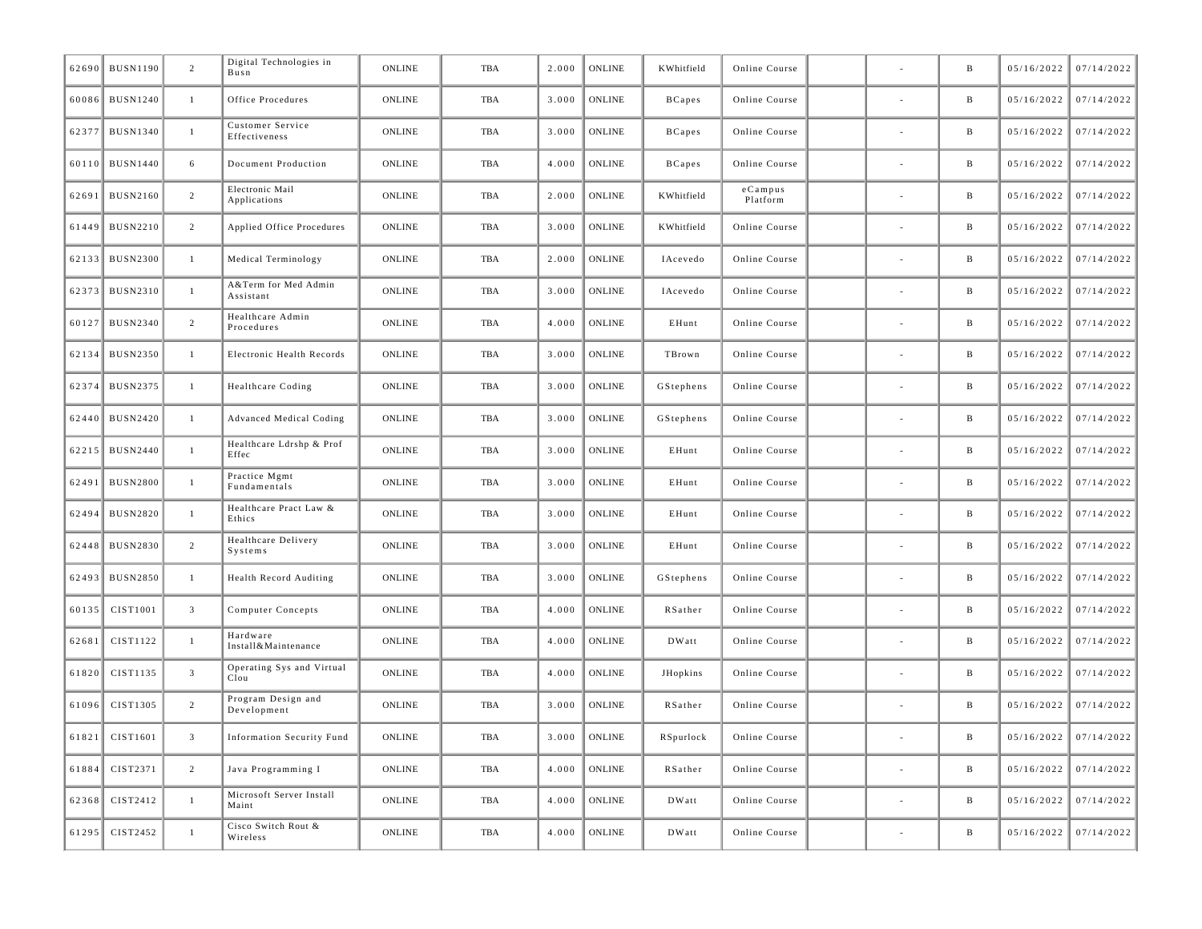| | | | | | | | | | | | | | | |
|---|---|---|---|---|---|---|---|---|---|---|---|---|---|---|
| 62690 | BUSN1190 | 2 | Digital Technologies in Busn | ONLINE | TBA | 2.000 | ONLINE | KWhitfield | Online Course | | - | B | 05/16/2022 | 07/14/2022 |
| 60086 | BUSN1240 | 1 | Office Procedures | ONLINE | TBA | 3.000 | ONLINE | BCapes | Online Course | | - | B | 05/16/2022 | 07/14/2022 |
| 62377 | BUSN1340 | 1 | Customer Service Effectiveness | ONLINE | TBA | 3.000 | ONLINE | BCapes | Online Course | | - | B | 05/16/2022 | 07/14/2022 |
| 60110 | BUSN1440 | 6 | Document Production | ONLINE | TBA | 4.000 | ONLINE | BCapes | Online Course | | - | B | 05/16/2022 | 07/14/2022 |
| 62691 | BUSN2160 | 2 | Electronic Mail Applications | ONLINE | TBA | 2.000 | ONLINE | KWhitfield | eCampus Platform | | - | B | 05/16/2022 | 07/14/2022 |
| 61449 | BUSN2210 | 2 | Applied Office Procedures | ONLINE | TBA | 3.000 | ONLINE | KWhitfield | Online Course | | - | B | 05/16/2022 | 07/14/2022 |
| 62133 | BUSN2300 | 1 | Medical Terminology | ONLINE | TBA | 2.000 | ONLINE | IAcevedo | Online Course | | - | B | 05/16/2022 | 07/14/2022 |
| 62373 | BUSN2310 | 1 | A&Term for Med Admin Assistant | ONLINE | TBA | 3.000 | ONLINE | IAcevedo | Online Course | | - | B | 05/16/2022 | 07/14/2022 |
| 60127 | BUSN2340 | 2 | Healthcare Admin Procedures | ONLINE | TBA | 4.000 | ONLINE | EHunt | Online Course | | - | B | 05/16/2022 | 07/14/2022 |
| 62134 | BUSN2350 | 1 | Electronic Health Records | ONLINE | TBA | 3.000 | ONLINE | TBrown | Online Course | | - | B | 05/16/2022 | 07/14/2022 |
| 62374 | BUSN2375 | 1 | Healthcare Coding | ONLINE | TBA | 3.000 | ONLINE | GStephens | Online Course | | - | B | 05/16/2022 | 07/14/2022 |
| 62440 | BUSN2420 | 1 | Advanced Medical Coding | ONLINE | TBA | 3.000 | ONLINE | GStephens | Online Course | | - | B | 05/16/2022 | 07/14/2022 |
| 62215 | BUSN2440 | 1 | Healthcare Ldrshp & Prof Effec | ONLINE | TBA | 3.000 | ONLINE | EHunt | Online Course | | - | B | 05/16/2022 | 07/14/2022 |
| 62491 | BUSN2800 | 1 | Practice Mgmt Fundamentals | ONLINE | TBA | 3.000 | ONLINE | EHunt | Online Course | | - | B | 05/16/2022 | 07/14/2022 |
| 62494 | BUSN2820 | 1 | Healthcare Pract Law & Ethics | ONLINE | TBA | 3.000 | ONLINE | EHunt | Online Course | | - | B | 05/16/2022 | 07/14/2022 |
| 62448 | BUSN2830 | 2 | Healthcare Delivery Systems | ONLINE | TBA | 3.000 | ONLINE | EHunt | Online Course | | - | B | 05/16/2022 | 07/14/2022 |
| 62493 | BUSN2850 | 1 | Health Record Auditing | ONLINE | TBA | 3.000 | ONLINE | GStephens | Online Course | | - | B | 05/16/2022 | 07/14/2022 |
| 60135 | CIST1001 | 3 | Computer Concepts | ONLINE | TBA | 4.000 | ONLINE | RSather | Online Course | | - | B | 05/16/2022 | 07/14/2022 |
| 62681 | CIST1122 | 1 | Hardware Install&Maintenance | ONLINE | TBA | 4.000 | ONLINE | DWatt | Online Course | | - | B | 05/16/2022 | 07/14/2022 |
| 61820 | CIST1135 | 3 | Operating Sys and Virtual Clou | ONLINE | TBA | 4.000 | ONLINE | JHopkins | Online Course | | - | B | 05/16/2022 | 07/14/2022 |
| 61096 | CIST1305 | 2 | Program Design and Development | ONLINE | TBA | 3.000 | ONLINE | RSather | Online Course | | - | B | 05/16/2022 | 07/14/2022 |
| 61821 | CIST1601 | 3 | Information Security Fund | ONLINE | TBA | 3.000 | ONLINE | RSpurlock | Online Course | | - | B | 05/16/2022 | 07/14/2022 |
| 61884 | CIST2371 | 2 | Java Programming I | ONLINE | TBA | 4.000 | ONLINE | RSather | Online Course | | - | B | 05/16/2022 | 07/14/2022 |
| 62368 | CIST2412 | 1 | Microsoft Server Install Maint | ONLINE | TBA | 4.000 | ONLINE | DWatt | Online Course | | - | B | 05/16/2022 | 07/14/2022 |
| 61295 | CIST2452 | 1 | Cisco Switch Rout & Wireless | ONLINE | TBA | 4.000 | ONLINE | DWatt | Online Course | | - | B | 05/16/2022 | 07/14/2022 |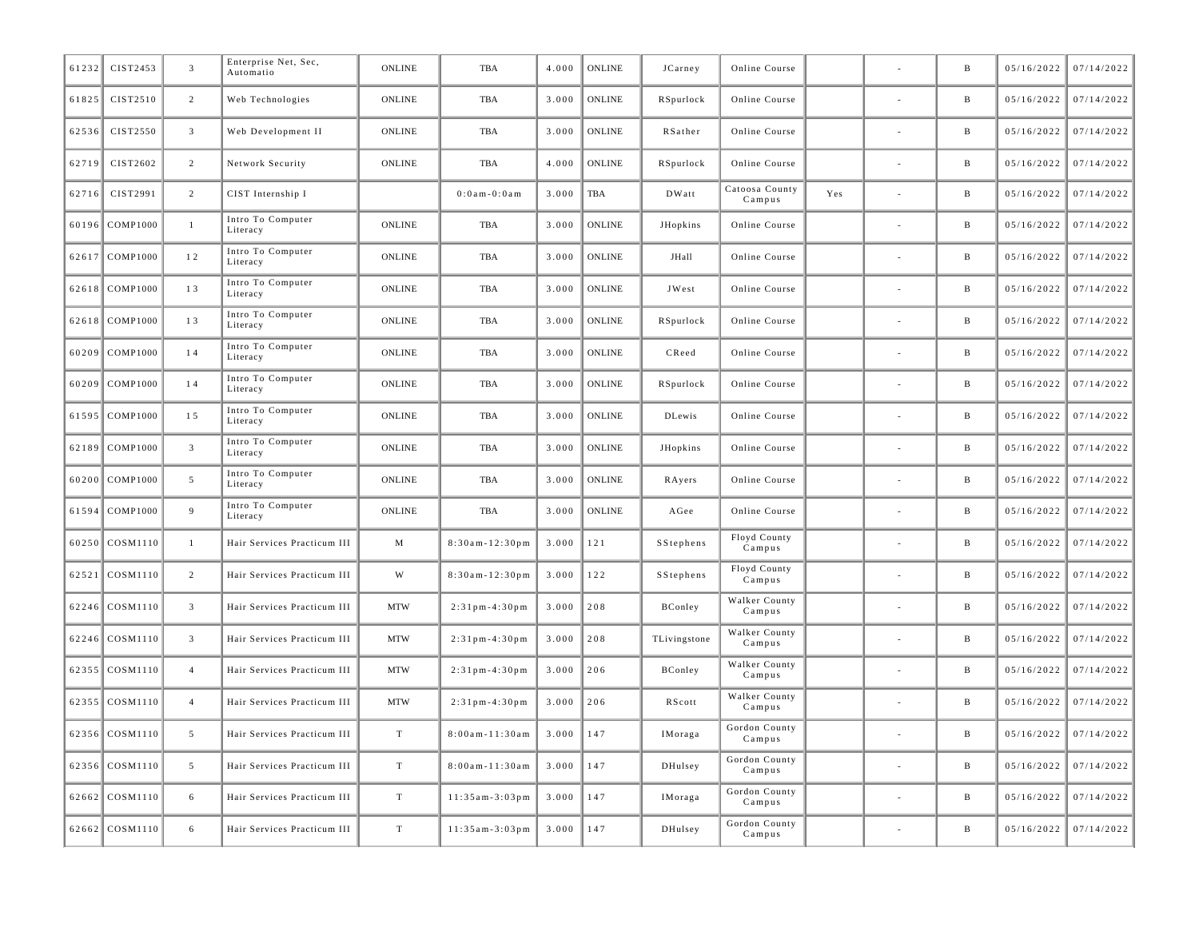| | | | | | | | | | | | | | | |
|---|---|---|---|---|---|---|---|---|---|---|---|---|---|---|
| 61232 | CIST2453 | 3 | Enterprise Net, Sec, Automatio | ONLINE | TBA | 4.000 | ONLINE | JCarney | Online Course | | - | B | 05/16/2022 | 07/14/2022 |
| 61825 | CIST2510 | 2 | Web Technologies | ONLINE | TBA | 3.000 | ONLINE | RSpurlock | Online Course | | - | B | 05/16/2022 | 07/14/2022 |
| 62536 | CIST2550 | 3 | Web Development II | ONLINE | TBA | 3.000 | ONLINE | RSather | Online Course | | - | B | 05/16/2022 | 07/14/2022 |
| 62719 | CIST2602 | 2 | Network Security | ONLINE | TBA | 4.000 | ONLINE | RSpurlock | Online Course | | - | B | 05/16/2022 | 07/14/2022 |
| 62716 | CIST2991 | 2 | CIST Internship I | | 0:0am-0:0am | 3.000 | TBA | DWatt | Catoosa County Campus | Yes | - | B | 05/16/2022 | 07/14/2022 |
| 60196 | COMP1000 | 1 | Intro To Computer Literacy | ONLINE | TBA | 3.000 | ONLINE | JHopkins | Online Course | | - | B | 05/16/2022 | 07/14/2022 |
| 62617 | COMP1000 | 12 | Intro To Computer Literacy | ONLINE | TBA | 3.000 | ONLINE | JHall | Online Course | | - | B | 05/16/2022 | 07/14/2022 |
| 62618 | COMP1000 | 13 | Intro To Computer Literacy | ONLINE | TBA | 3.000 | ONLINE | JWest | Online Course | | - | B | 05/16/2022 | 07/14/2022 |
| 62618 | COMP1000 | 13 | Intro To Computer Literacy | ONLINE | TBA | 3.000 | ONLINE | RSpurlock | Online Course | | - | B | 05/16/2022 | 07/14/2022 |
| 60209 | COMP1000 | 14 | Intro To Computer Literacy | ONLINE | TBA | 3.000 | ONLINE | CReed | Online Course | | - | B | 05/16/2022 | 07/14/2022 |
| 60209 | COMP1000 | 14 | Intro To Computer Literacy | ONLINE | TBA | 3.000 | ONLINE | RSpurlock | Online Course | | - | B | 05/16/2022 | 07/14/2022 |
| 61595 | COMP1000 | 15 | Intro To Computer Literacy | ONLINE | TBA | 3.000 | ONLINE | DLewis | Online Course | | - | B | 05/16/2022 | 07/14/2022 |
| 62189 | COMP1000 | 3 | Intro To Computer Literacy | ONLINE | TBA | 3.000 | ONLINE | JHopkins | Online Course | | - | B | 05/16/2022 | 07/14/2022 |
| 60200 | COMP1000 | 5 | Intro To Computer Literacy | ONLINE | TBA | 3.000 | ONLINE | RAyers | Online Course | | - | B | 05/16/2022 | 07/14/2022 |
| 61594 | COMP1000 | 9 | Intro To Computer Literacy | ONLINE | TBA | 3.000 | ONLINE | AGee | Online Course | | - | B | 05/16/2022 | 07/14/2022 |
| 60250 | COSM1110 | 1 | Hair Services Practicum III | M | 8:30am-12:30pm | 3.000 | 121 | SStephens | Floyd County Campus | | - | B | 05/16/2022 | 07/14/2022 |
| 62521 | COSM1110 | 2 | Hair Services Practicum III | W | 8:30am-12:30pm | 3.000 | 122 | SStephens | Floyd County Campus | | - | B | 05/16/2022 | 07/14/2022 |
| 62246 | COSM1110 | 3 | Hair Services Practicum III | MTW | 2:31pm-4:30pm | 3.000 | 208 | BConley | Walker County Campus | | - | B | 05/16/2022 | 07/14/2022 |
| 62246 | COSM1110 | 3 | Hair Services Practicum III | MTW | 2:31pm-4:30pm | 3.000 | 208 | TLivingstone | Walker County Campus | | - | B | 05/16/2022 | 07/14/2022 |
| 62355 | COSM1110 | 4 | Hair Services Practicum III | MTW | 2:31pm-4:30pm | 3.000 | 206 | BConley | Walker County Campus | | - | B | 05/16/2022 | 07/14/2022 |
| 62355 | COSM1110 | 4 | Hair Services Practicum III | MTW | 2:31pm-4:30pm | 3.000 | 206 | RScott | Walker County Campus | | - | B | 05/16/2022 | 07/14/2022 |
| 62356 | COSM1110 | 5 | Hair Services Practicum III | T | 8:00am-11:30am | 3.000 | 147 | IMoraga | Gordon County Campus | | - | B | 05/16/2022 | 07/14/2022 |
| 62356 | COSM1110 | 5 | Hair Services Practicum III | T | 8:00am-11:30am | 3.000 | 147 | DHulsey | Gordon County Campus | | - | B | 05/16/2022 | 07/14/2022 |
| 62662 | COSM1110 | 6 | Hair Services Practicum III | T | 11:35am-3:03pm | 3.000 | 147 | IMoraga | Gordon County Campus | | - | B | 05/16/2022 | 07/14/2022 |
| 62662 | COSM1110 | 6 | Hair Services Practicum III | T | 11:35am-3:03pm | 3.000 | 147 | DHulsey | Gordon County Campus | | - | B | 05/16/2022 | 07/14/2022 |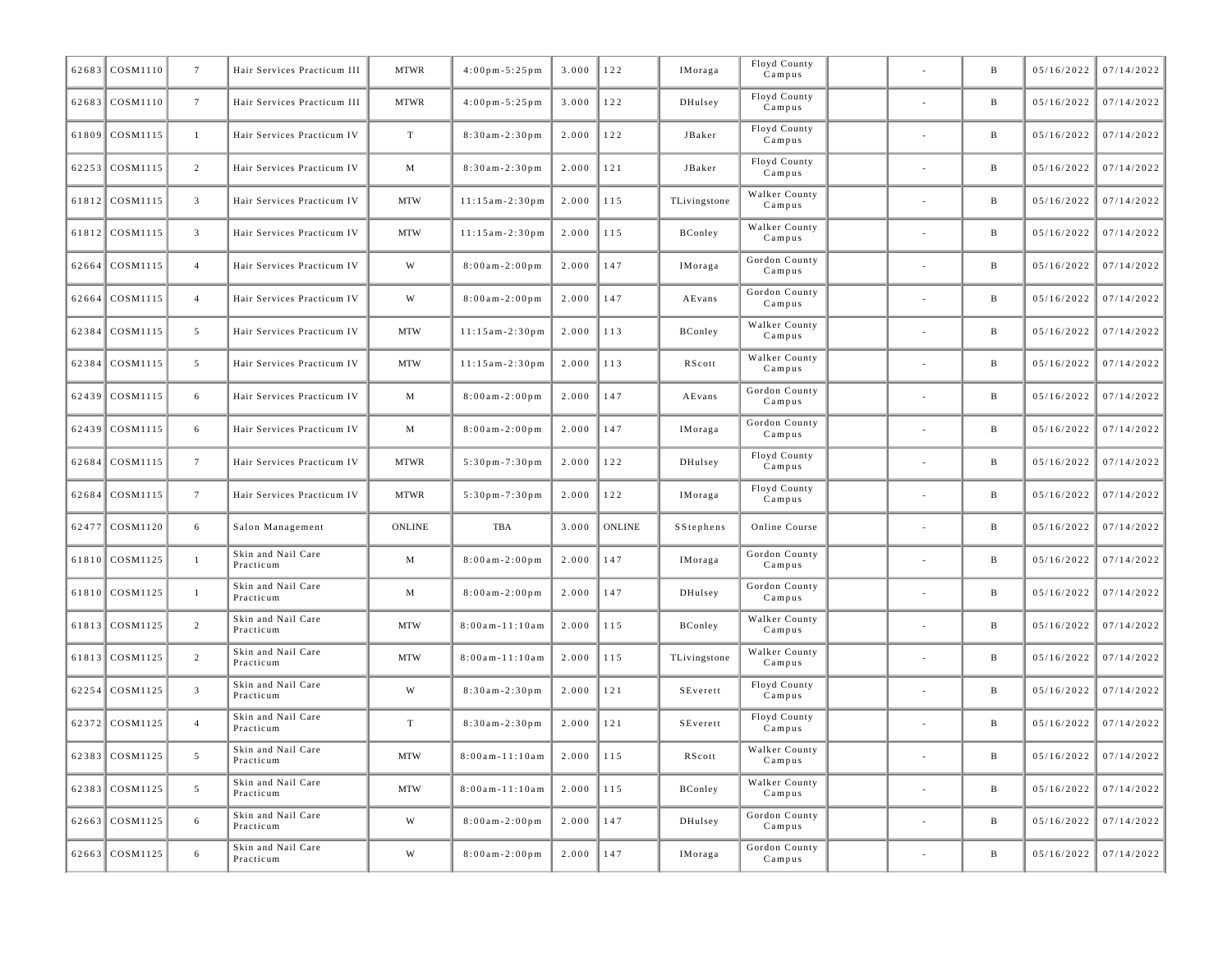| | | | | | | | | | | | | | | |
|---|---|---|---|---|---|---|---|---|---|---|---|---|---|---|
| 62683 | COSM1110 | 7 | Hair Services Practicum III | MTWR | 4:00pm-5:25pm | 3.000 | 122 | IMoraga | Floyd County Campus | | - | B | 05/16/2022 | 07/14/2022 |
| 62683 | COSM1110 | 7 | Hair Services Practicum III | MTWR | 4:00pm-5:25pm | 3.000 | 122 | DHulsey | Floyd County Campus | | - | B | 05/16/2022 | 07/14/2022 |
| 61809 | COSM1115 | 1 | Hair Services Practicum IV | T | 8:30am-2:30pm | 2.000 | 122 | JBaker | Floyd County Campus | | - | B | 05/16/2022 | 07/14/2022 |
| 62253 | COSM1115 | 2 | Hair Services Practicum IV | M | 8:30am-2:30pm | 2.000 | 121 | JBaker | Floyd County Campus | | - | B | 05/16/2022 | 07/14/2022 |
| 61812 | COSM1115 | 3 | Hair Services Practicum IV | MTW | 11:15am-2:30pm | 2.000 | 115 | TLivingstone | Walker County Campus | | - | B | 05/16/2022 | 07/14/2022 |
| 61812 | COSM1115 | 3 | Hair Services Practicum IV | MTW | 11:15am-2:30pm | 2.000 | 115 | BConley | Walker County Campus | | - | B | 05/16/2022 | 07/14/2022 |
| 62664 | COSM1115 | 4 | Hair Services Practicum IV | W | 8:00am-2:00pm | 2.000 | 147 | IMoraga | Gordon County Campus | | - | B | 05/16/2022 | 07/14/2022 |
| 62664 | COSM1115 | 4 | Hair Services Practicum IV | W | 8:00am-2:00pm | 2.000 | 147 | AEvans | Gordon County Campus | | - | B | 05/16/2022 | 07/14/2022 |
| 62384 | COSM1115 | 5 | Hair Services Practicum IV | MTW | 11:15am-2:30pm | 2.000 | 113 | BConley | Walker County Campus | | - | B | 05/16/2022 | 07/14/2022 |
| 62384 | COSM1115 | 5 | Hair Services Practicum IV | MTW | 11:15am-2:30pm | 2.000 | 113 | RScott | Walker County Campus | | - | B | 05/16/2022 | 07/14/2022 |
| 62439 | COSM1115 | 6 | Hair Services Practicum IV | M | 8:00am-2:00pm | 2.000 | 147 | AEvans | Gordon County Campus | | - | B | 05/16/2022 | 07/14/2022 |
| 62439 | COSM1115 | 6 | Hair Services Practicum IV | M | 8:00am-2:00pm | 2.000 | 147 | IMoraga | Gordon County Campus | | - | B | 05/16/2022 | 07/14/2022 |
| 62684 | COSM1115 | 7 | Hair Services Practicum IV | MTWR | 5:30pm-7:30pm | 2.000 | 122 | DHulsey | Floyd County Campus | | - | B | 05/16/2022 | 07/14/2022 |
| 62684 | COSM1115 | 7 | Hair Services Practicum IV | MTWR | 5:30pm-7:30pm | 2.000 | 122 | IMoraga | Floyd County Campus | | - | B | 05/16/2022 | 07/14/2022 |
| 62477 | COSM1120 | 6 | Salon Management | ONLINE | TBA | 3.000 | ONLINE | SStephens | Online Course | | - | B | 05/16/2022 | 07/14/2022 |
| 61810 | COSM1125 | 1 | Skin and Nail Care Practicum | M | 8:00am-2:00pm | 2.000 | 147 | IMoraga | Gordon County Campus | | - | B | 05/16/2022 | 07/14/2022 |
| 61810 | COSM1125 | 1 | Skin and Nail Care Practicum | M | 8:00am-2:00pm | 2.000 | 147 | DHulsey | Gordon County Campus | | - | B | 05/16/2022 | 07/14/2022 |
| 61813 | COSM1125 | 2 | Skin and Nail Care Practicum | MTW | 8:00am-11:10am | 2.000 | 115 | BConley | Walker County Campus | | - | B | 05/16/2022 | 07/14/2022 |
| 61813 | COSM1125 | 2 | Skin and Nail Care Practicum | MTW | 8:00am-11:10am | 2.000 | 115 | TLivingstone | Walker County Campus | | - | B | 05/16/2022 | 07/14/2022 |
| 62254 | COSM1125 | 3 | Skin and Nail Care Practicum | W | 8:30am-2:30pm | 2.000 | 121 | SEverett | Floyd County Campus | | - | B | 05/16/2022 | 07/14/2022 |
| 62372 | COSM1125 | 4 | Skin and Nail Care Practicum | T | 8:30am-2:30pm | 2.000 | 121 | SEverett | Floyd County Campus | | - | B | 05/16/2022 | 07/14/2022 |
| 62383 | COSM1125 | 5 | Skin and Nail Care Practicum | MTW | 8:00am-11:10am | 2.000 | 115 | RScott | Walker County Campus | | - | B | 05/16/2022 | 07/14/2022 |
| 62383 | COSM1125 | 5 | Skin and Nail Care Practicum | MTW | 8:00am-11:10am | 2.000 | 115 | BConley | Walker County Campus | | - | B | 05/16/2022 | 07/14/2022 |
| 62663 | COSM1125 | 6 | Skin and Nail Care Practicum | W | 8:00am-2:00pm | 2.000 | 147 | DHulsey | Gordon County Campus | | - | B | 05/16/2022 | 07/14/2022 |
| 62663 | COSM1125 | 6 | Skin and Nail Care Practicum | W | 8:00am-2:00pm | 2.000 | 147 | IMoraga | Gordon County Campus | | - | B | 05/16/2022 | 07/14/2022 |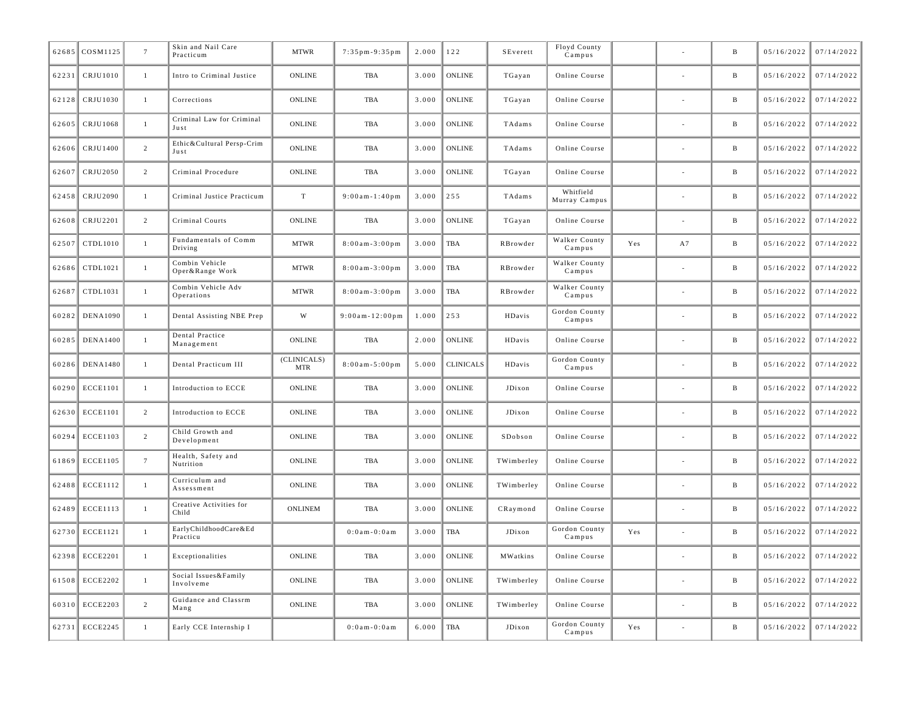| | | | | | | | | | | | | | | |
|---|---|---|---|---|---|---|---|---|---|---|---|---|---|---|
| 62685 | COSM1125 | 7 | Skin and Nail Care Practicum | MTWR | 7:35pm-9:35pm | 2.000 | 122 | SEverett | Floyd County Campus | | - | B | 05/16/2022 | 07/14/2022 |
| 62231 | CRJU1010 | 1 | Intro to Criminal Justice | ONLINE | TBA | 3.000 | ONLINE | TGayan | Online Course | | - | B | 05/16/2022 | 07/14/2022 |
| 62128 | CRJU1030 | 1 | Corrections | ONLINE | TBA | 3.000 | ONLINE | TGayan | Online Course | | - | B | 05/16/2022 | 07/14/2022 |
| 62605 | CRJU1068 | 1 | Criminal Law for Criminal Just | ONLINE | TBA | 3.000 | ONLINE | TAdams | Online Course | | - | B | 05/16/2022 | 07/14/2022 |
| 62606 | CRJU1400 | 2 | Ethic&Cultural Persp-Crim Just | ONLINE | TBA | 3.000 | ONLINE | TAdams | Online Course | | - | B | 05/16/2022 | 07/14/2022 |
| 62607 | CRJU2050 | 2 | Criminal Procedure | ONLINE | TBA | 3.000 | ONLINE | TGayan | Online Course | | - | B | 05/16/2022 | 07/14/2022 |
| 62458 | CRJU2090 | 1 | Criminal Justice Practicum | T | 9:00am-1:40pm | 3.000 | 255 | TAdams | Whitfield Murray Campus | | - | B | 05/16/2022 | 07/14/2022 |
| 62608 | CRJU2201 | 2 | Criminal Courts | ONLINE | TBA | 3.000 | ONLINE | TGayan | Online Course | | - | B | 05/16/2022 | 07/14/2022 |
| 62507 | CTDL1010 | 1 | Fundamentals of Comm Driving | MTWR | 8:00am-3:00pm | 3.000 | TBA | RBrowder | Walker County Campus | Yes | A7 | B | 05/16/2022 | 07/14/2022 |
| 62686 | CTDL1021 | 1 | Combin Vehicle Oper&Range Work | MTWR | 8:00am-3:00pm | 3.000 | TBA | RBrowder | Walker County Campus | | - | B | 05/16/2022 | 07/14/2022 |
| 62687 | CTDL1031 | 1 | Combin Vehicle Adv Operations | MTWR | 8:00am-3:00pm | 3.000 | TBA | RBrowder | Walker County Campus | | - | B | 05/16/2022 | 07/14/2022 |
| 60282 | DENA1090 | 1 | Dental Assisting NBE Prep | W | 9:00am-12:00pm | 1.000 | 253 | HDavis | Gordon County Campus | | - | B | 05/16/2022 | 07/14/2022 |
| 60285 | DENA1400 | 1 | Dental Practice Management | ONLINE | TBA | 2.000 | ONLINE | HDavis | Online Course | | - | B | 05/16/2022 | 07/14/2022 |
| 60286 | DENA1480 | 1 | Dental Practicum III | (CLINICALS) MTR | 8:00am-5:00pm | 5.000 | CLINICALS | HDavis | Gordon County Campus | | - | B | 05/16/2022 | 07/14/2022 |
| 60290 | ECCE1101 | 1 | Introduction to ECCE | ONLINE | TBA | 3.000 | ONLINE | JDixon | Online Course | | - | B | 05/16/2022 | 07/14/2022 |
| 62630 | ECCE1101 | 2 | Introduction to ECCE | ONLINE | TBA | 3.000 | ONLINE | JDixon | Online Course | | - | B | 05/16/2022 | 07/14/2022 |
| 60294 | ECCE1103 | 2 | Child Growth and Development | ONLINE | TBA | 3.000 | ONLINE | SDobson | Online Course | | - | B | 05/16/2022 | 07/14/2022 |
| 61869 | ECCE1105 | 7 | Health, Safety and Nutrition | ONLINE | TBA | 3.000 | ONLINE | TWimberley | Online Course | | - | B | 05/16/2022 | 07/14/2022 |
| 62488 | ECCE1112 | 1 | Curriculum and Assessment | ONLINE | TBA | 3.000 | ONLINE | TWimberley | Online Course | | - | B | 05/16/2022 | 07/14/2022 |
| 62489 | ECCE1113 | 1 | Creative Activities for Child | ONLINEM | TBA | 3.000 | ONLINE | CRaymond | Online Course | | - | B | 05/16/2022 | 07/14/2022 |
| 62730 | ECCE1121 | 1 | EarlyChildhoodCare&Ed Practicu | | 0:0am-0:0am | 3.000 | TBA | JDixon | Gordon County Campus | Yes | - | B | 05/16/2022 | 07/14/2022 |
| 62398 | ECCE2201 | 1 | Exceptionalities | ONLINE | TBA | 3.000 | ONLINE | MWatkins | Online Course | | - | B | 05/16/2022 | 07/14/2022 |
| 61508 | ECCE2202 | 1 | Social Issues&Family Involveme | ONLINE | TBA | 3.000 | ONLINE | TWimberley | Online Course | | - | B | 05/16/2022 | 07/14/2022 |
| 60310 | ECCE2203 | 2 | Guidance and Classrm Mang | ONLINE | TBA | 3.000 | ONLINE | TWimberley | Online Course | | - | B | 05/16/2022 | 07/14/2022 |
| 62731 | ECCE2245 | 1 | Early CCE Internship I | | 0:0am-0:0am | 6.000 | TBA | JDixon | Gordon County Campus | Yes | - | B | 05/16/2022 | 07/14/2022 |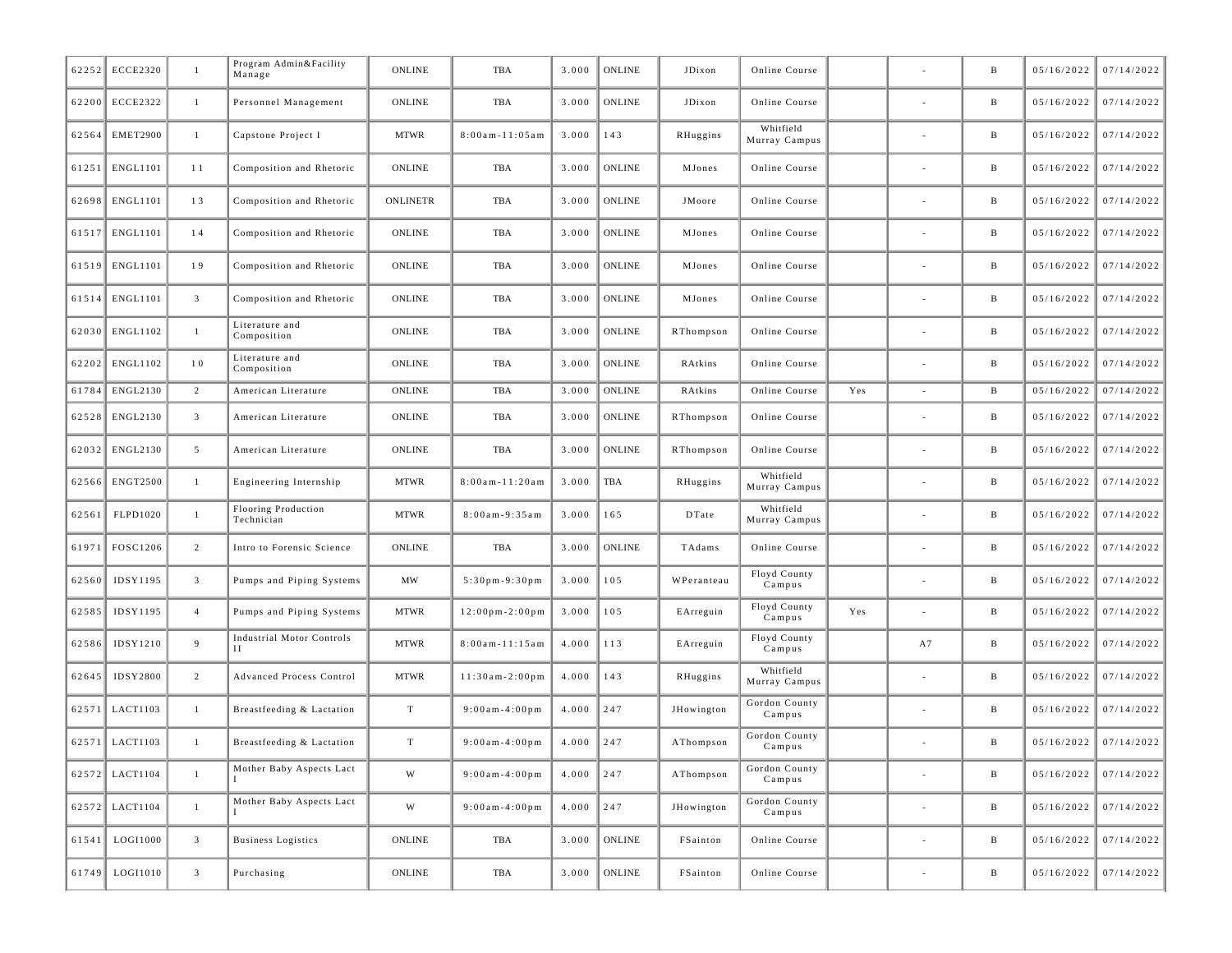| | | | | | | | | | | | | | | |
|---|---|---|---|---|---|---|---|---|---|---|---|---|---|---|
| 62252 | ECCE2320 | 1 | Program Admin&Facility Manage | ONLINE | TBA | 3.000 | ONLINE | JDixon | Online Course | | - | B | 05/16/2022 | 07/14/2022 |
| 62200 | ECCE2322 | 1 | Personnel Management | ONLINE | TBA | 3.000 | ONLINE | JDixon | Online Course | | - | B | 05/16/2022 | 07/14/2022 |
| 62564 | EMET2900 | 1 | Capstone Project I | MTWR | 8:00am-11:05am | 3.000 | 143 | RHuggins | Whitfield Murray Campus | | - | B | 05/16/2022 | 07/14/2022 |
| 61251 | ENGL1101 | 11 | Composition and Rhetoric | ONLINE | TBA | 3.000 | ONLINE | MJones | Online Course | | - | B | 05/16/2022 | 07/14/2022 |
| 62698 | ENGL1101 | 13 | Composition and Rhetoric | ONLINETR | TBA | 3.000 | ONLINE | JMoore | Online Course | | - | B | 05/16/2022 | 07/14/2022 |
| 61517 | ENGL1101 | 14 | Composition and Rhetoric | ONLINE | TBA | 3.000 | ONLINE | MJones | Online Course | | - | B | 05/16/2022 | 07/14/2022 |
| 61519 | ENGL1101 | 19 | Composition and Rhetoric | ONLINE | TBA | 3.000 | ONLINE | MJones | Online Course | | - | B | 05/16/2022 | 07/14/2022 |
| 61514 | ENGL1101 | 3 | Composition and Rhetoric | ONLINE | TBA | 3.000 | ONLINE | MJones | Online Course | | - | B | 05/16/2022 | 07/14/2022 |
| 62030 | ENGL1102 | 1 | Literature and Composition | ONLINE | TBA | 3.000 | ONLINE | RThompson | Online Course | | - | B | 05/16/2022 | 07/14/2022 |
| 62202 | ENGL1102 | 10 | Literature and Composition | ONLINE | TBA | 3.000 | ONLINE | RAtkins | Online Course | | - | B | 05/16/2022 | 07/14/2022 |
| 61784 | ENGL2130 | 2 | American Literature | ONLINE | TBA | 3.000 | ONLINE | RAtkins | Online Course | Yes | - | B | 05/16/2022 | 07/14/2022 |
| 62528 | ENGL2130 | 3 | American Literature | ONLINE | TBA | 3.000 | ONLINE | RThompson | Online Course | | - | B | 05/16/2022 | 07/14/2022 |
| 62032 | ENGL2130 | 5 | American Literature | ONLINE | TBA | 3.000 | ONLINE | RThompson | Online Course | | - | B | 05/16/2022 | 07/14/2022 |
| 62566 | ENGT2500 | 1 | Engineering Internship | MTWR | 8:00am-11:20am | 3.000 | TBA | RHuggins | Whitfield Murray Campus | | - | B | 05/16/2022 | 07/14/2022 |
| 62561 | FLPD1020 | 1 | Flooring Production Technician | MTWR | 8:00am-9:35am | 3.000 | 165 | DTate | Whitfield Murray Campus | | - | B | 05/16/2022 | 07/14/2022 |
| 61971 | FOSC1206 | 2 | Intro to Forensic Science | ONLINE | TBA | 3.000 | ONLINE | TAdams | Online Course | | - | B | 05/16/2022 | 07/14/2022 |
| 62560 | IDSY1195 | 3 | Pumps and Piping Systems | MW | 5:30pm-9:30pm | 3.000 | 105 | WPeranteau | Floyd County Campus | | - | B | 05/16/2022 | 07/14/2022 |
| 62585 | IDSY1195 | 4 | Pumps and Piping Systems | MTWR | 12:00pm-2:00pm | 3.000 | 105 | EArreguin | Floyd County Campus | Yes | - | B | 05/16/2022 | 07/14/2022 |
| 62586 | IDSY1210 | 9 | Industrial Motor Controls II | MTWR | 8:00am-11:15am | 4.000 | 113 | EArreguin | Floyd County Campus | | A7 | B | 05/16/2022 | 07/14/2022 |
| 62645 | IDSY2800 | 2 | Advanced Process Control | MTWR | 11:30am-2:00pm | 4.000 | 143 | RHuggins | Whitfield Murray Campus | | - | B | 05/16/2022 | 07/14/2022 |
| 62571 | LACT1103 | 1 | Breastfeeding & Lactation | T | 9:00am-4:00pm | 4.000 | 247 | JHowington | Gordon County Campus | | - | B | 05/16/2022 | 07/14/2022 |
| 62571 | LACT1103 | 1 | Breastfeeding & Lactation | T | 9:00am-4:00pm | 4.000 | 247 | AThompson | Gordon County Campus | | - | B | 05/16/2022 | 07/14/2022 |
| 62572 | LACT1104 | 1 | Mother Baby Aspects Lact I | W | 9:00am-4:00pm | 4.000 | 247 | AThompson | Gordon County Campus | | - | B | 05/16/2022 | 07/14/2022 |
| 62572 | LACT1104 | 1 | Mother Baby Aspects Lact I | W | 9:00am-4:00pm | 4.000 | 247 | JHowington | Gordon County Campus | | - | B | 05/16/2022 | 07/14/2022 |
| 61541 | LOGI1000 | 3 | Business Logistics | ONLINE | TBA | 3.000 | ONLINE | FSainton | Online Course | | - | B | 05/16/2022 | 07/14/2022 |
| 61749 | LOGI1010 | 3 | Purchasing | ONLINE | TBA | 3.000 | ONLINE | FSainton | Online Course | | - | B | 05/16/2022 | 07/14/2022 |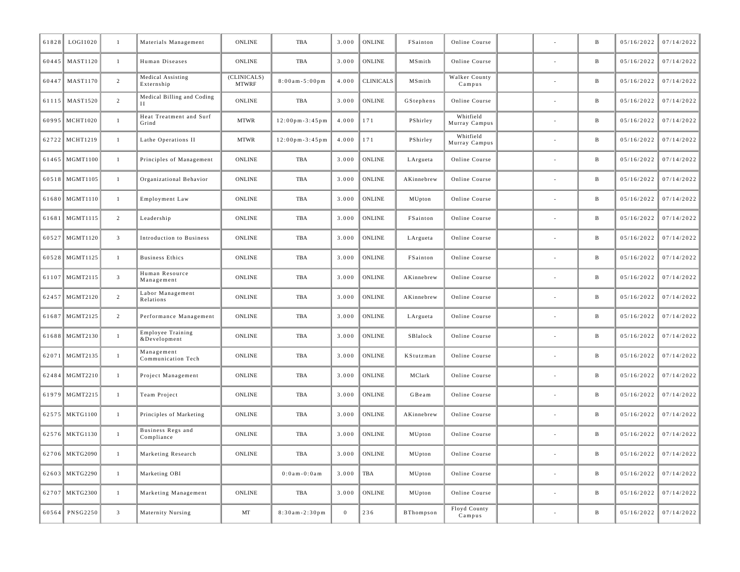| | | | | | | | | | | | | | | |
|---|---|---|---|---|---|---|---|---|---|---|---|---|---|---|
| 61828 | LOGI1020 | 1 | Materials Management | ONLINE | TBA | 3.000 | ONLINE | FSainton | Online Course | | - | B | 05/16/2022 | 07/14/2022 |
| 60445 | MAST1120 | 1 | Human Diseases | ONLINE | TBA | 3.000 | ONLINE | MSmith | Online Course | | - | B | 05/16/2022 | 07/14/2022 |
| 60447 | MAST1170 | 2 | Medical Assisting Externship | (CLINICALS) MTWRF | 8:00am-5:00pm | 4.000 | CLINICALS | MSmith | Walker County Campus | | - | B | 05/16/2022 | 07/14/2022 |
| 61115 | MAST1520 | 2 | Medical Billing and Coding II | ONLINE | TBA | 3.000 | ONLINE | GStephens | Online Course | | - | B | 05/16/2022 | 07/14/2022 |
| 60995 | MCHT1020 | 1 | Heat Treatment and Surf Grind | MTWR | 12:00pm-3:45pm | 4.000 | 171 | PShirley | Whitfield Murray Campus | | - | B | 05/16/2022 | 07/14/2022 |
| 62722 | MCHT1219 | 1 | Lathe Operations II | MTWR | 12:00pm-3:45pm | 4.000 | 171 | PShirley | Whitfield Murray Campus | | - | B | 05/16/2022 | 07/14/2022 |
| 61465 | MGMT1100 | 1 | Principles of Management | ONLINE | TBA | 3.000 | ONLINE | LArgueta | Online Course | | - | B | 05/16/2022 | 07/14/2022 |
| 60518 | MGMT1105 | 1 | Organizational Behavior | ONLINE | TBA | 3.000 | ONLINE | AKinnebrew | Online Course | | - | B | 05/16/2022 | 07/14/2022 |
| 61680 | MGMT1110 | 1 | Employment Law | ONLINE | TBA | 3.000 | ONLINE | MUpton | Online Course | | - | B | 05/16/2022 | 07/14/2022 |
| 61681 | MGMT1115 | 2 | Leadership | ONLINE | TBA | 3.000 | ONLINE | FSainton | Online Course | | - | B | 05/16/2022 | 07/14/2022 |
| 60527 | MGMT1120 | 3 | Introduction to Business | ONLINE | TBA | 3.000 | ONLINE | LArgueta | Online Course | | - | B | 05/16/2022 | 07/14/2022 |
| 60528 | MGMT1125 | 1 | Business Ethics | ONLINE | TBA | 3.000 | ONLINE | FSainton | Online Course | | - | B | 05/16/2022 | 07/14/2022 |
| 61107 | MGMT2115 | 3 | Human Resource Management | ONLINE | TBA | 3.000 | ONLINE | AKinnebrew | Online Course | | - | B | 05/16/2022 | 07/14/2022 |
| 62457 | MGMT2120 | 2 | Labor Management Relations | ONLINE | TBA | 3.000 | ONLINE | AKinnebrew | Online Course | | - | B | 05/16/2022 | 07/14/2022 |
| 61687 | MGMT2125 | 2 | Performance Management | ONLINE | TBA | 3.000 | ONLINE | LArgueta | Online Course | | - | B | 05/16/2022 | 07/14/2022 |
| 61688 | MGMT2130 | 1 | Employee Training &Development | ONLINE | TBA | 3.000 | ONLINE | SBlalock | Online Course | | - | B | 05/16/2022 | 07/14/2022 |
| 62071 | MGMT2135 | 1 | Management Communication Tech | ONLINE | TBA | 3.000 | ONLINE | KStutzman | Online Course | | - | B | 05/16/2022 | 07/14/2022 |
| 62484 | MGMT2210 | 1 | Project Management | ONLINE | TBA | 3.000 | ONLINE | MClark | Online Course | | - | B | 05/16/2022 | 07/14/2022 |
| 61979 | MGMT2215 | 1 | Team Project | ONLINE | TBA | 3.000 | ONLINE | GBeam | Online Course | | - | B | 05/16/2022 | 07/14/2022 |
| 62575 | MKTG1100 | 1 | Principles of Marketing | ONLINE | TBA | 3.000 | ONLINE | AKinnebrew | Online Course | | - | B | 05/16/2022 | 07/14/2022 |
| 62576 | MKTG1130 | 1 | Business Regs and Compliance | ONLINE | TBA | 3.000 | ONLINE | MUpton | Online Course | | - | B | 05/16/2022 | 07/14/2022 |
| 62706 | MKTG2090 | 1 | Marketing Research | ONLINE | TBA | 3.000 | ONLINE | MUpton | Online Course | | - | B | 05/16/2022 | 07/14/2022 |
| 62603 | MKTG2290 | 1 | Marketing OBI | | 0:0am-0:0am | 3.000 | TBA | MUpton | Online Course | | - | B | 05/16/2022 | 07/14/2022 |
| 62707 | MKTG2300 | 1 | Marketing Management | ONLINE | TBA | 3.000 | ONLINE | MUpton | Online Course | | - | B | 05/16/2022 | 07/14/2022 |
| 60564 | PNSG2250 | 3 | Maternity Nursing | MT | 8:30am-2:30pm | 0 | 236 | BThompson | Floyd County Campus | | - | B | 05/16/2022 | 07/14/2022 |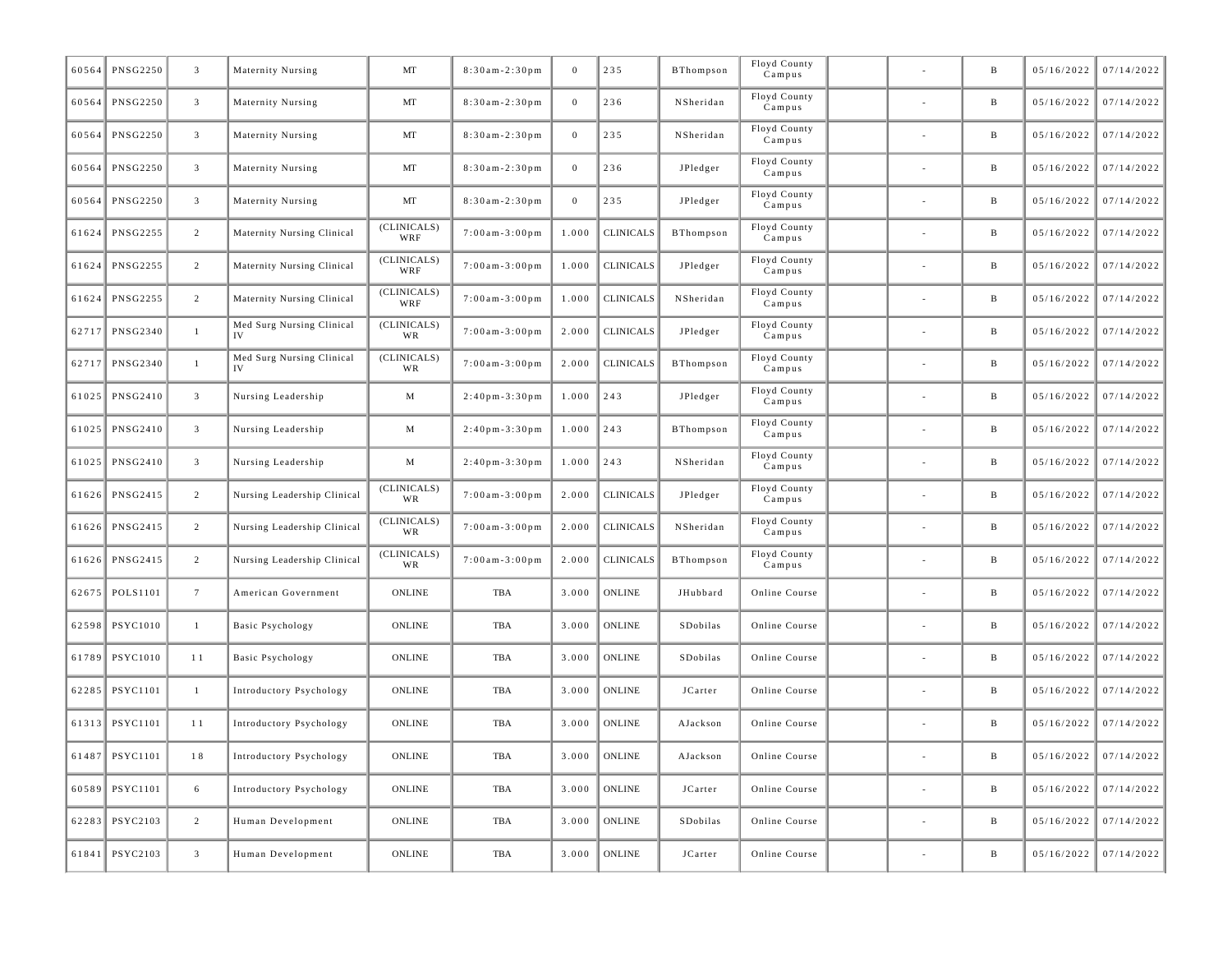| 60564 | PNSG2250 | 3 | Maternity Nursing | MT | 8:30am-2:30pm | 0 | 235 | BThompson | Floyd County Campus | | - | B | 05/16/2022 | 07/14/2022 |
|---|---|---|---|---|---|---|---|---|---|---|---|---|---|---|
| 60564 | PNSG2250 | 3 | Maternity Nursing | MT | 8:30am-2:30pm | 0 | 236 | NSheridan | Floyd County Campus | | - | B | 05/16/2022 | 07/14/2022 |
| 60564 | PNSG2250 | 3 | Maternity Nursing | MT | 8:30am-2:30pm | 0 | 235 | NSheridan | Floyd County Campus | | - | B | 05/16/2022 | 07/14/2022 |
| 60564 | PNSG2250 | 3 | Maternity Nursing | MT | 8:30am-2:30pm | 0 | 236 | JPledger | Floyd County Campus | | - | B | 05/16/2022 | 07/14/2022 |
| 60564 | PNSG2250 | 3 | Maternity Nursing | MT | 8:30am-2:30pm | 0 | 235 | JPledger | Floyd County Campus | | - | B | 05/16/2022 | 07/14/2022 |
| 61624 | PNSG2255 | 2 | Maternity Nursing Clinical | (CLINICALS) WRF | 7:00am-3:00pm | 1.000 | CLINICALS | BThompson | Floyd County Campus | | - | B | 05/16/2022 | 07/14/2022 |
| 61624 | PNSG2255 | 2 | Maternity Nursing Clinical | (CLINICALS) WRF | 7:00am-3:00pm | 1.000 | CLINICALS | JPledger | Floyd County Campus | | - | B | 05/16/2022 | 07/14/2022 |
| 61624 | PNSG2255 | 2 | Maternity Nursing Clinical | (CLINICALS) WRF | 7:00am-3:00pm | 1.000 | CLINICALS | NSheridan | Floyd County Campus | | - | B | 05/16/2022 | 07/14/2022 |
| 62717 | PNSG2340 | 1 | Med Surg Nursing Clinical IV | (CLINICALS) WR | 7:00am-3:00pm | 2.000 | CLINICALS | JPledger | Floyd County Campus | | - | B | 05/16/2022 | 07/14/2022 |
| 62717 | PNSG2340 | 1 | Med Surg Nursing Clinical IV | (CLINICALS) WR | 7:00am-3:00pm | 2.000 | CLINICALS | BThompson | Floyd County Campus | | - | B | 05/16/2022 | 07/14/2022 |
| 61025 | PNSG2410 | 3 | Nursing Leadership | M | 2:40pm-3:30pm | 1.000 | 243 | JPledger | Floyd County Campus | | - | B | 05/16/2022 | 07/14/2022 |
| 61025 | PNSG2410 | 3 | Nursing Leadership | M | 2:40pm-3:30pm | 1.000 | 243 | BThompson | Floyd County Campus | | - | B | 05/16/2022 | 07/14/2022 |
| 61025 | PNSG2410 | 3 | Nursing Leadership | M | 2:40pm-3:30pm | 1.000 | 243 | NSheridan | Floyd County Campus | | - | B | 05/16/2022 | 07/14/2022 |
| 61626 | PNSG2415 | 2 | Nursing Leadership Clinical | (CLINICALS) WR | 7:00am-3:00pm | 2.000 | CLINICALS | JPledger | Floyd County Campus | | - | B | 05/16/2022 | 07/14/2022 |
| 61626 | PNSG2415 | 2 | Nursing Leadership Clinical | (CLINICALS) WR | 7:00am-3:00pm | 2.000 | CLINICALS | NSheridan | Floyd County Campus | | - | B | 05/16/2022 | 07/14/2022 |
| 61626 | PNSG2415 | 2 | Nursing Leadership Clinical | (CLINICALS) WR | 7:00am-3:00pm | 2.000 | CLINICALS | BThompson | Floyd County Campus | | - | B | 05/16/2022 | 07/14/2022 |
| 62675 | POLS1101 | 7 | American Government | ONLINE | TBA | 3.000 | ONLINE | JHubbard | Online Course | | - | B | 05/16/2022 | 07/14/2022 |
| 62598 | PSYC1010 | 1 | Basic Psychology | ONLINE | TBA | 3.000 | ONLINE | SDobilas | Online Course | | - | B | 05/16/2022 | 07/14/2022 |
| 61789 | PSYC1010 | 11 | Basic Psychology | ONLINE | TBA | 3.000 | ONLINE | SDobilas | Online Course | | - | B | 05/16/2022 | 07/14/2022 |
| 62285 | PSYC1101 | 1 | Introductory Psychology | ONLINE | TBA | 3.000 | ONLINE | JCarter | Online Course | | - | B | 05/16/2022 | 07/14/2022 |
| 61313 | PSYC1101 | 11 | Introductory Psychology | ONLINE | TBA | 3.000 | ONLINE | AJackson | Online Course | | - | B | 05/16/2022 | 07/14/2022 |
| 61487 | PSYC1101 | 18 | Introductory Psychology | ONLINE | TBA | 3.000 | ONLINE | AJackson | Online Course | | - | B | 05/16/2022 | 07/14/2022 |
| 60589 | PSYC1101 | 6 | Introductory Psychology | ONLINE | TBA | 3.000 | ONLINE | JCarter | Online Course | | - | B | 05/16/2022 | 07/14/2022 |
| 62283 | PSYC2103 | 2 | Human Development | ONLINE | TBA | 3.000 | ONLINE | SDobilas | Online Course | | - | B | 05/16/2022 | 07/14/2022 |
| 61841 | PSYC2103 | 3 | Human Development | ONLINE | TBA | 3.000 | ONLINE | JCarter | Online Course | | - | B | 05/16/2022 | 07/14/2022 |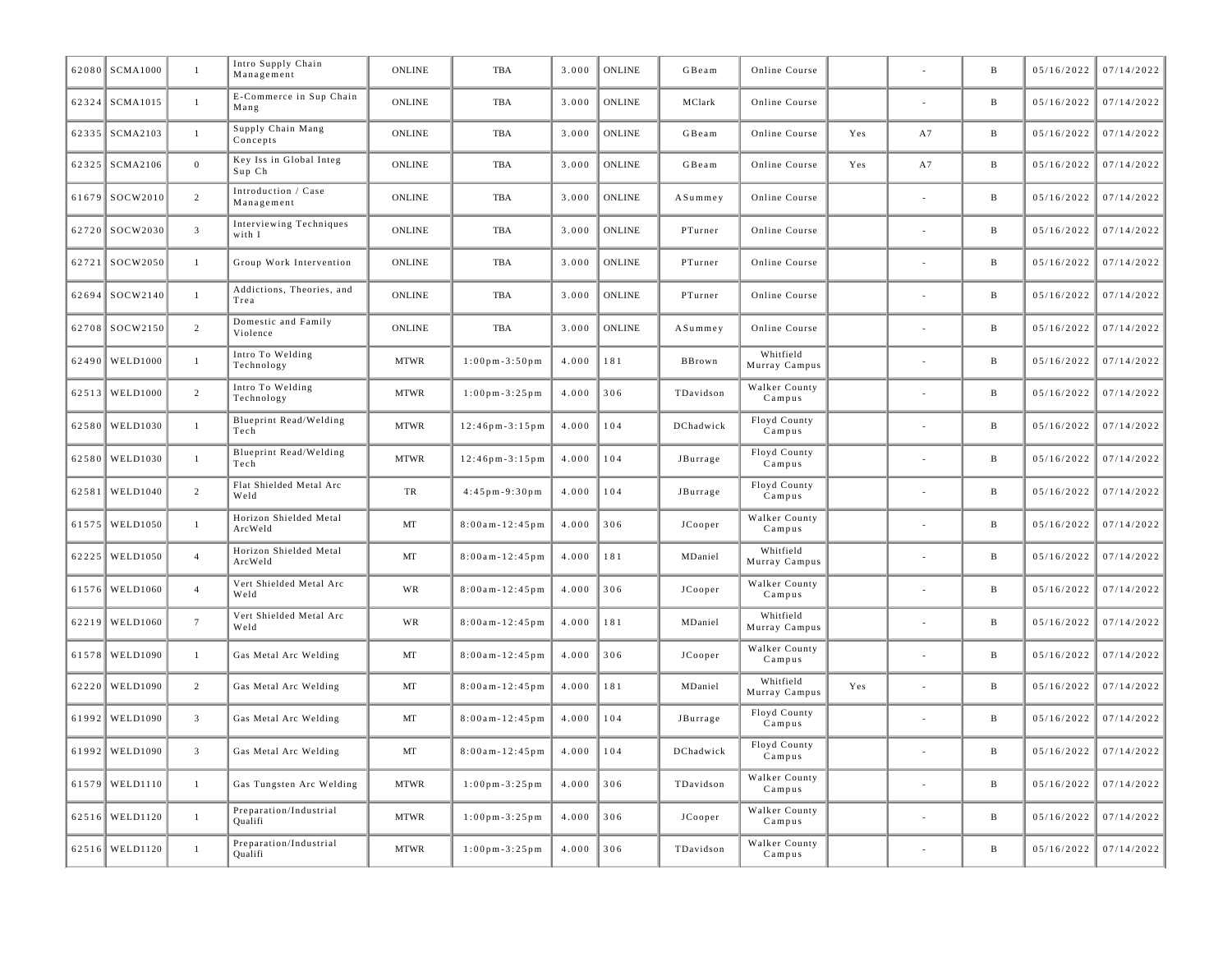| | | | | | | | | | | | | | | |
|---|---|---|---|---|---|---|---|---|---|---|---|---|---|---|
| 62080 | SCMA1000 | 1 | Intro Supply Chain Management | ONLINE | TBA | 3.000 | ONLINE | GBeam | Online Course | | - | B | 05/16/2022 | 07/14/2022 |
| 62324 | SCMA1015 | 1 | E-Commerce in Sup Chain Mang | ONLINE | TBA | 3.000 | ONLINE | MClark | Online Course | | - | B | 05/16/2022 | 07/14/2022 |
| 62335 | SCMA2103 | 1 | Supply Chain Mang Concepts | ONLINE | TBA | 3.000 | ONLINE | GBeam | Online Course | Yes | A7 | B | 05/16/2022 | 07/14/2022 |
| 62325 | SCMA2106 | 0 | Key Iss in Global Integ Sup Ch | ONLINE | TBA | 3.000 | ONLINE | GBeam | Online Course | Yes | A7 | B | 05/16/2022 | 07/14/2022 |
| 61679 | SOCW2010 | 2 | Introduction / Case Management | ONLINE | TBA | 3.000 | ONLINE | ASummey | Online Course | | - | B | 05/16/2022 | 07/14/2022 |
| 62720 | SOCW2030 | 3 | Interviewing Techniques with I | ONLINE | TBA | 3.000 | ONLINE | PTurner | Online Course | | - | B | 05/16/2022 | 07/14/2022 |
| 62721 | SOCW2050 | 1 | Group Work Intervention | ONLINE | TBA | 3.000 | ONLINE | PTurner | Online Course | | - | B | 05/16/2022 | 07/14/2022 |
| 62694 | SOCW2140 | 1 | Addictions, Theories, and Trea | ONLINE | TBA | 3.000 | ONLINE | PTurner | Online Course | | - | B | 05/16/2022 | 07/14/2022 |
| 62708 | SOCW2150 | 2 | Domestic and Family Violence | ONLINE | TBA | 3.000 | ONLINE | ASummey | Online Course | | - | B | 05/16/2022 | 07/14/2022 |
| 62490 | WELD1000 | 1 | Intro To Welding Technology | MTWR | 1:00pm-3:50pm | 4.000 | 181 | BBrown | Whitfield Murray Campus | | - | B | 05/16/2022 | 07/14/2022 |
| 62513 | WELD1000 | 2 | Intro To Welding Technology | MTWR | 1:00pm-3:25pm | 4.000 | 306 | TDavidson | Walker County Campus | | - | B | 05/16/2022 | 07/14/2022 |
| 62580 | WELD1030 | 1 | Blueprint Read/Welding Tech | MTWR | 12:46pm-3:15pm | 4.000 | 104 | DChadwick | Floyd County Campus | | - | B | 05/16/2022 | 07/14/2022 |
| 62580 | WELD1030 | 1 | Blueprint Read/Welding Tech | MTWR | 12:46pm-3:15pm | 4.000 | 104 | JBurrage | Floyd County Campus | | - | B | 05/16/2022 | 07/14/2022 |
| 62581 | WELD1040 | 2 | Flat Shielded Metal Arc Weld | TR | 4:45pm-9:30pm | 4.000 | 104 | JBurrage | Floyd County Campus | | - | B | 05/16/2022 | 07/14/2022 |
| 61575 | WELD1050 | 1 | Horizon Shielded Metal ArcWeld | MT | 8:00am-12:45pm | 4.000 | 306 | JCooper | Walker County Campus | | - | B | 05/16/2022 | 07/14/2022 |
| 62225 | WELD1050 | 4 | Horizon Shielded Metal ArcWeld | MT | 8:00am-12:45pm | 4.000 | 181 | MDaniel | Whitfield Murray Campus | | - | B | 05/16/2022 | 07/14/2022 |
| 61576 | WELD1060 | 4 | Vert Shielded Metal Arc Weld | WR | 8:00am-12:45pm | 4.000 | 306 | JCooper | Walker County Campus | | - | B | 05/16/2022 | 07/14/2022 |
| 62219 | WELD1060 | 7 | Vert Shielded Metal Arc Weld | WR | 8:00am-12:45pm | 4.000 | 181 | MDaniel | Whitfield Murray Campus | | - | B | 05/16/2022 | 07/14/2022 |
| 61578 | WELD1090 | 1 | Gas Metal Arc Welding | MT | 8:00am-12:45pm | 4.000 | 306 | JCooper | Walker County Campus | | - | B | 05/16/2022 | 07/14/2022 |
| 62220 | WELD1090 | 2 | Gas Metal Arc Welding | MT | 8:00am-12:45pm | 4.000 | 181 | MDaniel | Whitfield Murray Campus | Yes | - | B | 05/16/2022 | 07/14/2022 |
| 61992 | WELD1090 | 3 | Gas Metal Arc Welding | MT | 8:00am-12:45pm | 4.000 | 104 | JBurrage | Floyd County Campus | | - | B | 05/16/2022 | 07/14/2022 |
| 61992 | WELD1090 | 3 | Gas Metal Arc Welding | MT | 8:00am-12:45pm | 4.000 | 104 | DChadwick | Floyd County Campus | | - | B | 05/16/2022 | 07/14/2022 |
| 61579 | WELD1110 | 1 | Gas Tungsten Arc Welding | MTWR | 1:00pm-3:25pm | 4.000 | 306 | TDavidson | Walker County Campus | | - | B | 05/16/2022 | 07/14/2022 |
| 62516 | WELD1120 | 1 | Preparation/Industrial Qualifi | MTWR | 1:00pm-3:25pm | 4.000 | 306 | JCooper | Walker County Campus | | - | B | 05/16/2022 | 07/14/2022 |
| 62516 | WELD1120 | 1 | Preparation/Industrial Qualifi | MTWR | 1:00pm-3:25pm | 4.000 | 306 | TDavidson | Walker County Campus | | - | B | 05/16/2022 | 07/14/2022 |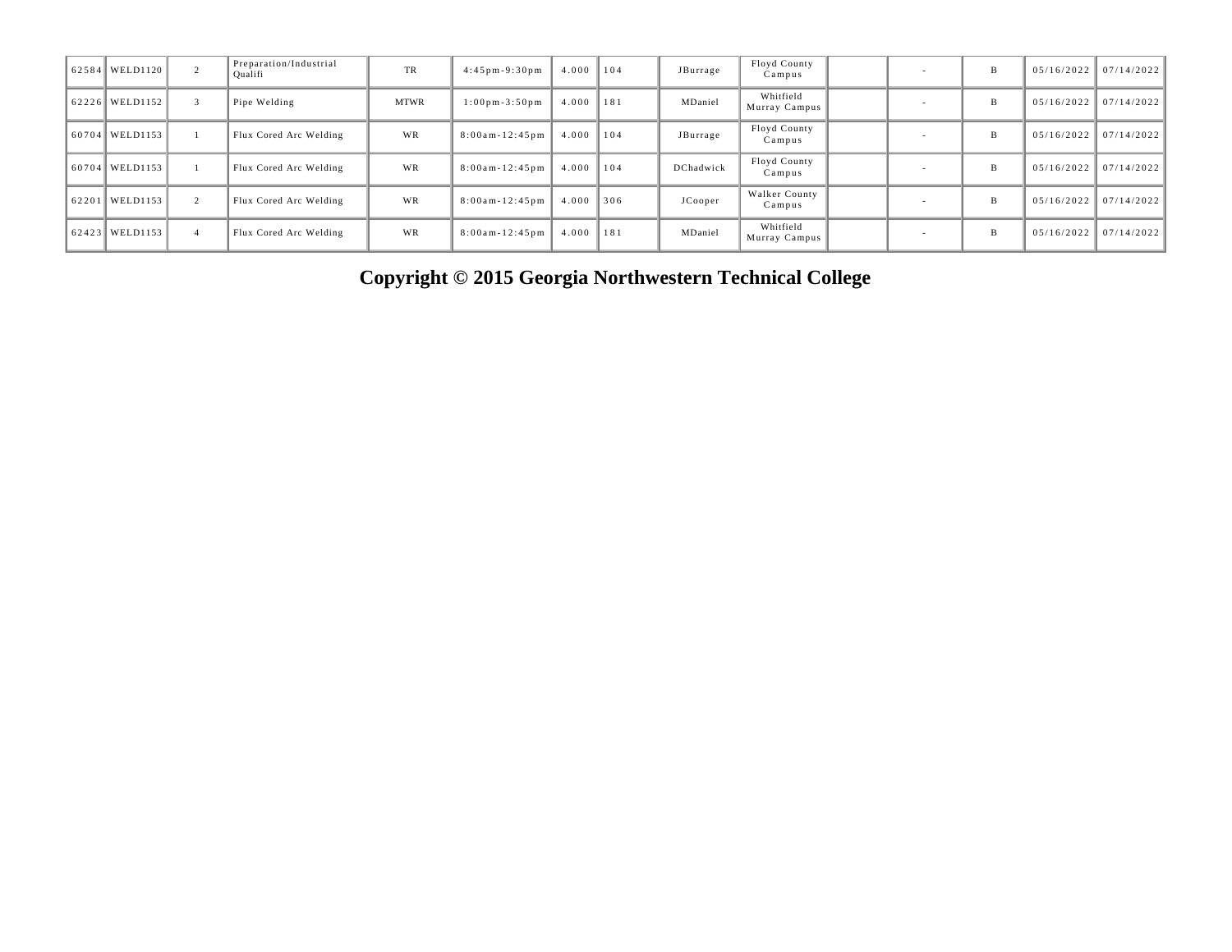| | | | | | | | | | | | | | | | |
|---|---|---|---|---|---|---|---|---|---|---|---|---|---|---|---|
| 62584 | WELD1120 | 2 | Preparation/Industrial Qualifi | TR | 4:45pm-9:30pm | 4.000 | 104 | JBurrage | Floyd County Campus | | - | B | 05/16/2022 | 07/14/2022 |
| 62226 | WELD1152 | 3 | Pipe Welding | MTWR | 1:00pm-3:50pm | 4.000 | 181 | MDaniel | Whitfield Murray Campus | | - | B | 05/16/2022 | 07/14/2022 |
| 60704 | WELD1153 | 1 | Flux Cored Arc Welding | WR | 8:00am-12:45pm | 4.000 | 104 | JBurrage | Floyd County Campus | | - | B | 05/16/2022 | 07/14/2022 |
| 60704 | WELD1153 | 1 | Flux Cored Arc Welding | WR | 8:00am-12:45pm | 4.000 | 104 | DChadwick | Floyd County Campus | | - | B | 05/16/2022 | 07/14/2022 |
| 62201 | WELD1153 | 2 | Flux Cored Arc Welding | WR | 8:00am-12:45pm | 4.000 | 306 | JCooper | Walker County Campus | | - | B | 05/16/2022 | 07/14/2022 |
| 62423 | WELD1153 | 4 | Flux Cored Arc Welding | WR | 8:00am-12:45pm | 4.000 | 181 | MDaniel | Whitfield Murray Campus | | - | B | 05/16/2022 | 07/14/2022 |

**Copyright © 2015 Georgia Northwestern Technical College**